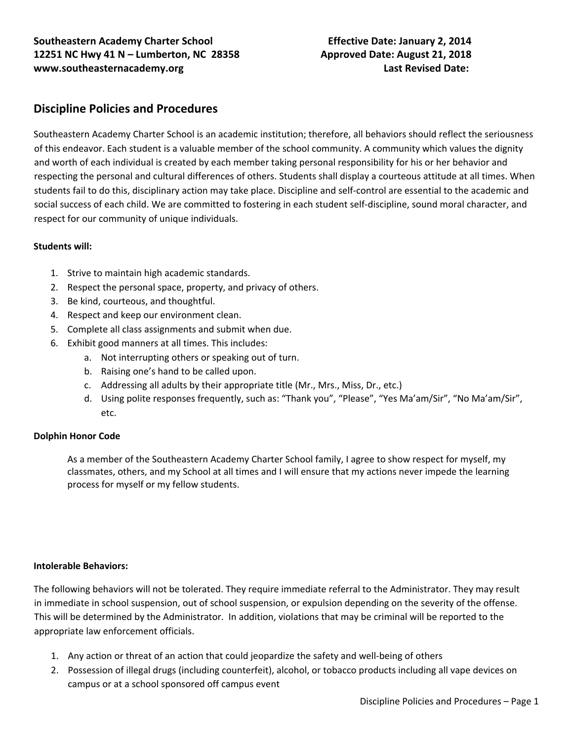**Southeastern Academy Charter School**
**12251 NC Hwy 41 N – Lumberton, NC 28358**
**www.southeasternacademy.org**

**Effective Date: January 2, 2014**
**Approved Date: August 21, 2018**
**Last Revised Date:**

## Discipline Policies and Procedures

Southeastern Academy Charter School is an academic institution; therefore, all behaviors should reflect the seriousness of this endeavor. Each student is a valuable member of the school community. A community which values the dignity and worth of each individual is created by each member taking personal responsibility for his or her behavior and respecting the personal and cultural differences of others. Students shall display a courteous attitude at all times. When students fail to do this, disciplinary action may take place. Discipline and self-control are essential to the academic and social success of each child. We are committed to fostering in each student self-discipline, sound moral character, and respect for our community of unique individuals.

**Students will:**

1. Strive to maintain high academic standards.
2. Respect the personal space, property, and privacy of others.
3. Be kind, courteous, and thoughtful.
4. Respect and keep our environment clean.
5. Complete all class assignments and submit when due.
6. Exhibit good manners at all times. This includes:
    a. Not interrupting others or speaking out of turn.
    b. Raising one's hand to be called upon.
    c. Addressing all adults by their appropriate title (Mr., Mrs., Miss, Dr., etc.)
    d. Using polite responses frequently, such as: "Thank you", "Please", "Yes Ma'am/Sir", "No Ma'am/Sir", etc.

**Dolphin Honor Code**

> As a member of the Southeastern Academy Charter School family, I agree to show respect for myself, my classmates, others, and my School at all times and I will ensure that my actions never impede the learning process for myself or my fellow students.

**Intolerable Behaviors:**

The following behaviors will not be tolerated. They require immediate referral to the Administrator. They may result in immediate in school suspension, out of school suspension, or expulsion depending on the severity of the offense. This will be determined by the Administrator. In addition, violations that may be criminal will be reported to the appropriate law enforcement officials.

1. Any action or threat of an action that could jeopardize the safety and well-being of others
2. Possession of illegal drugs (including counterfeit), alcohol, or tobacco products including all vape devices on campus or at a school sponsored off campus event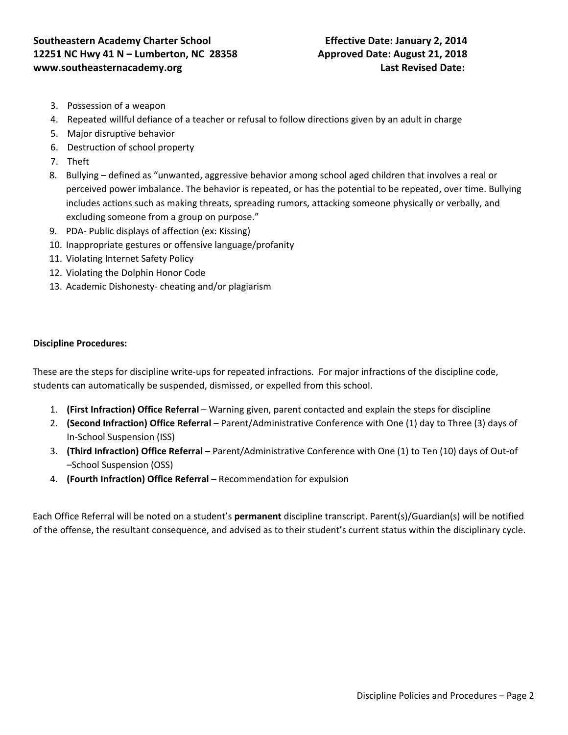3. Possession of a weapon
4. Repeated willful defiance of a teacher or refusal to follow directions given by an adult in charge
5. Major disruptive behavior
6. Destruction of school property
7. Theft
8. Bullying – defined as "unwanted, aggressive behavior among school aged children that involves a real or perceived power imbalance. The behavior is repeated, or has the potential to be repeated, over time. Bullying includes actions such as making threats, spreading rumors, attacking someone physically or verbally, and excluding someone from a group on purpose."
9. PDA- Public displays of affection (ex: Kissing)
10. Inappropriate gestures or offensive language/profanity
11. Violating Internet Safety Policy
12. Violating the Dolphin Honor Code
13. Academic Dishonesty- cheating and/or plagiarism

**Discipline Procedures:**

These are the steps for discipline write-ups for repeated infractions. For major infractions of the discipline code, students can automatically be suspended, dismissed, or expelled from this school.

1. **(First Infraction) Office Referral** – Warning given, parent contacted and explain the steps for discipline
2. **(Second Infraction) Office Referral** – Parent/Administrative Conference with One (1) day to Three (3) days of In-School Suspension (ISS)
3. **(Third Infraction) Office Referral** – Parent/Administrative Conference with One (1) to Ten (10) days of Out-of –School Suspension (OSS)
4. **(Fourth Infraction) Office Referral** – Recommendation for expulsion

Each Office Referral will be noted on a student's **permanent** discipline transcript. Parent(s)/Guardian(s) will be notified of the offense, the resultant consequence, and advised as to their student's current status within the disciplinary cycle.